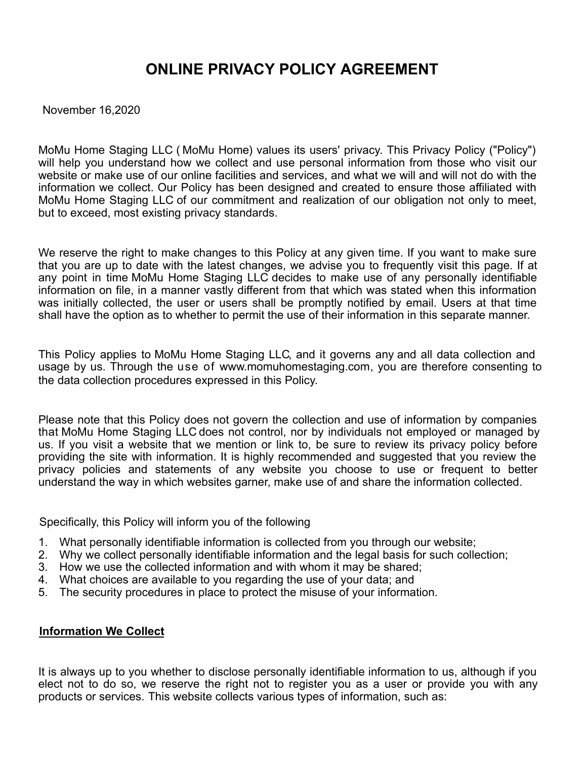# ONLINE PRIVACY POLICY AGREEMENT

November 16,2020

MoMu Home Staging LLC ( MoMu Home) values its users' privacy. This Privacy Policy ("Policy") will help you understand how we collect and use personal information from those who visit our website or make use of our online facilities and services, and what we will and will not do with the information we collect. Our Policy has been designed and created to ensure those affiliated with MoMu Home Staging LLC of our commitment and realization of our obligation not only to meet, but to exceed, most existing privacy standards.

We reserve the right to make changes to this Policy at any given time. If you want to make sure that you are up to date with the latest changes, we advise you to frequently visit this page. If at any point in time MoMu Home Staging LLC decides to make use of any personally identifiable information on file, in a manner vastly different from that which was stated when this information was initially collected, the user or users shall be promptly notified by email. Users at that time shall have the option as to whether to permit the use of their information in this separate manner.

This Policy applies to MoMu Home Staging LLC, and it governs any and all data collection and usage by us. Through the use of www.momuhomestaging.com, you are therefore consenting to the data collection procedures expressed in this Policy.

Please note that this Policy does not govern the collection and use of information by companies that MoMu Home Staging LLC does not control, nor by individuals not employed or managed by us. If you visit a website that we mention or link to, be sure to review its privacy policy before providing the site with information. It is highly recommended and suggested that you review the privacy policies and statements of any website you choose to use or frequent to better understand the way in which websites garner, make use of and share the information collected.

Specifically, this Policy will inform you of the following

1. What personally identifiable information is collected from you through our website;
2. Why we collect personally identifiable information and the legal basis for such collection;
3. How we use the collected information and with whom it may be shared;
4. What choices are available to you regarding the use of your data; and
5. The security procedures in place to protect the misuse of your information.

## Information We Collect

It is always up to you whether to disclose personally identifiable information to us, although if you elect not to do so, we reserve the right not to register you as a user or provide you with any products or services. This website collects various types of information, such as: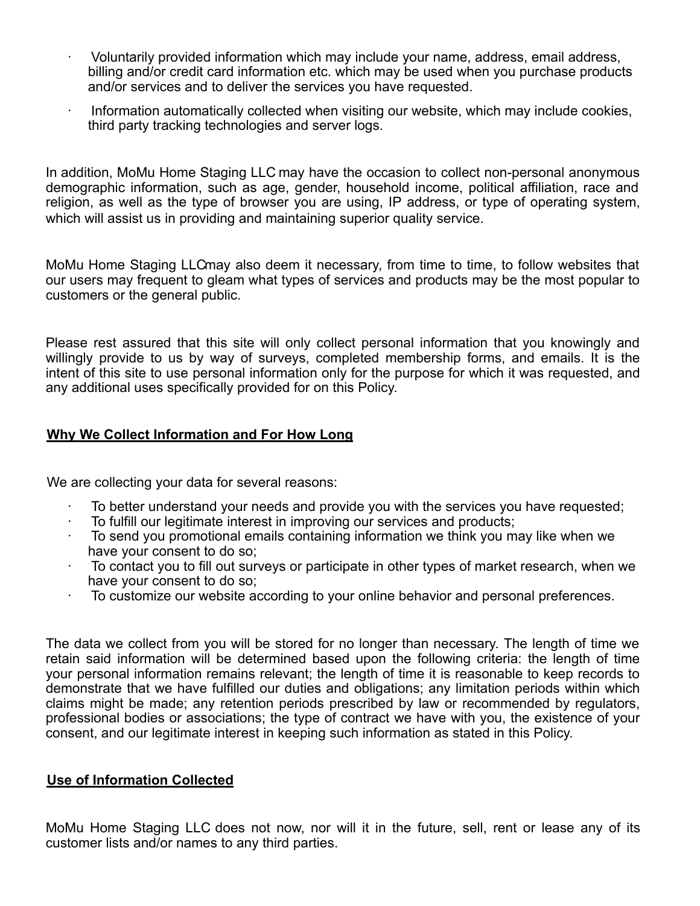- Voluntarily provided information which may include your name, address, email address, billing and/or credit card information etc. which may be used when you purchase products and/or services and to deliver the services you have requested.
- Information automatically collected when visiting our website, which may include cookies, third party tracking technologies and server logs.

In addition, MoMu Home Staging LLC may have the occasion to collect non-personal anonymous demographic information, such as age, gender, household income, political affiliation, race and religion, as well as the type of browser you are using, IP address, or type of operating system, which will assist us in providing and maintaining superior quality service.

MoMu Home Staging LLCmay also deem it necessary, from time to time, to follow websites that our users may frequent to gleam what types of services and products may be the most popular to customers or the general public.

Please rest assured that this site will only collect personal information that you knowingly and willingly provide to us by way of surveys, completed membership forms, and emails. It is the intent of this site to use personal information only for the purpose for which it was requested, and any additional uses specifically provided for on this Policy.

## **Why We Collect Information and For How Long**

We are collecting your data for several reasons:

- To better understand your needs and provide you with the services you have requested;
- To fulfill our legitimate interest in improving our services and products;
- To send you promotional emails containing information we think you may like when we have your consent to do so;
- To contact you to fill out surveys or participate in other types of market research, when we have your consent to do so;
- To customize our website according to your online behavior and personal preferences.

The data we collect from you will be stored for no longer than necessary. The length of time we retain said information will be determined based upon the following criteria: the length of time your personal information remains relevant; the length of time it is reasonable to keep records to demonstrate that we have fulfilled our duties and obligations; any limitation periods within which claims might be made; any retention periods prescribed by law or recommended by regulators, professional bodies or associations; the type of contract we have with you, the existence of your consent, and our legitimate interest in keeping such information as stated in this Policy.

## **Use of Information Collected**

MoMu Home Staging LLC does not now, nor will it in the future, sell, rent or lease any of its customer lists and/or names to any third parties.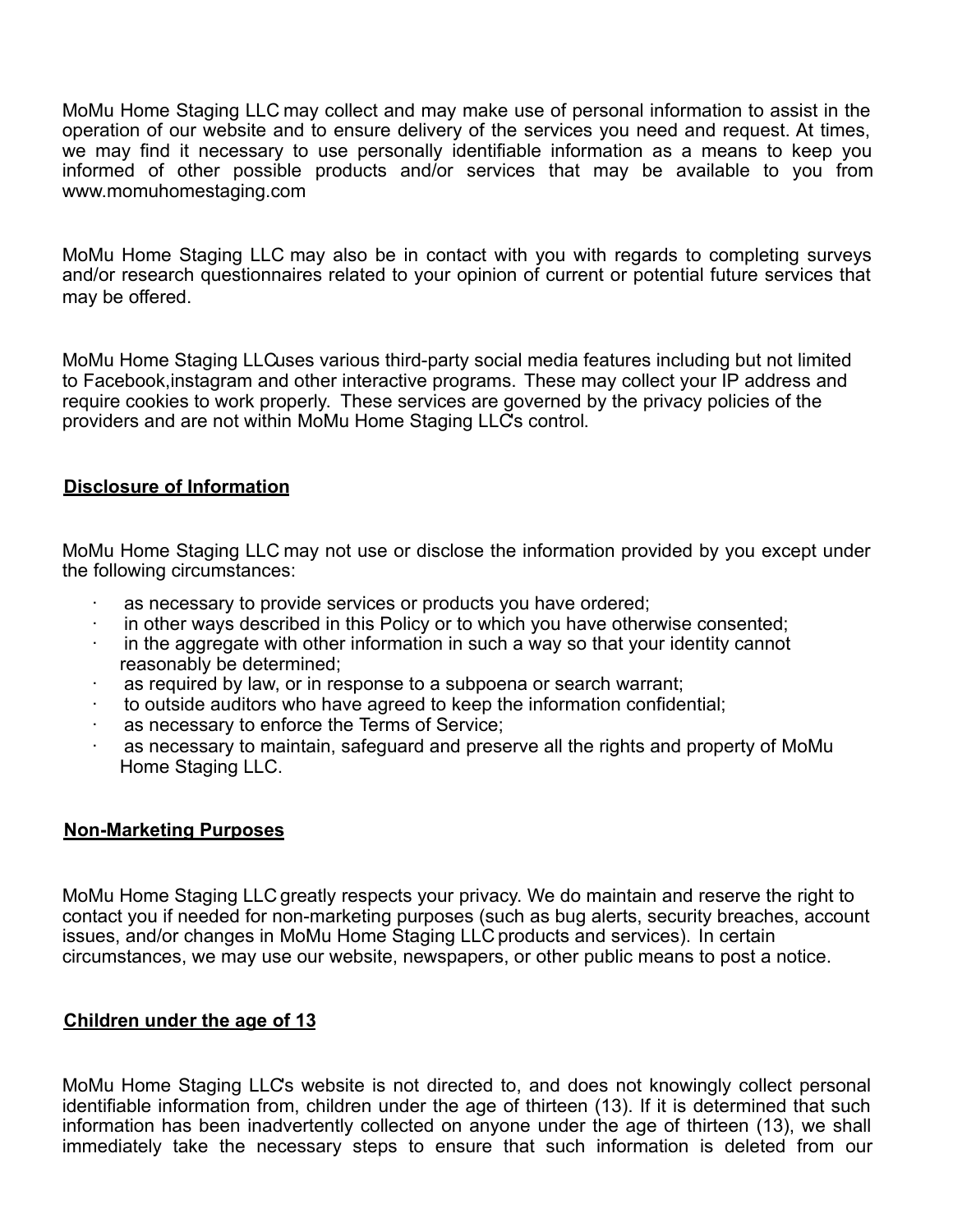MoMu Home Staging LLC may collect and may make use of personal information to assist in the operation of our website and to ensure delivery of the services you need and request. At times, we may find it necessary to use personally identifiable information as a means to keep you informed of other possible products and/or services that may be available to you from www.momuhomestaging.com

MoMu Home Staging LLC may also be in contact with you with regards to completing surveys and/or research questionnaires related to your opinion of current or potential future services that may be offered.

MoMu Home Staging LLCuses various third-party social media features including but not limited to Facebook,instagram and other interactive programs. These may collect your IP address and require cookies to work properly. These services are governed by the privacy policies of the providers and are not within MoMu Home Staging LLC's control.

## Disclosure of Information

MoMu Home Staging LLC may not use or disclose the information provided by you except under the following circumstances:

- as necessary to provide services or products you have ordered;
- in other ways described in this Policy or to which you have otherwise consented;
- in the aggregate with other information in such a way so that your identity cannot reasonably be determined;
- as required by law, or in response to a subpoena or search warrant;
- to outside auditors who have agreed to keep the information confidential;
- as necessary to enforce the Terms of Service;
- as necessary to maintain, safeguard and preserve all the rights and property of MoMu Home Staging LLC.

## Non-Marketing Purposes

MoMu Home Staging LLC greatly respects your privacy. We do maintain and reserve the right to contact you if needed for non-marketing purposes (such as bug alerts, security breaches, account issues, and/or changes in MoMu Home Staging LLC products and services). In certain circumstances, we may use our website, newspapers, or other public means to post a notice.

## Children under the age of 13

MoMu Home Staging LLC's website is not directed to, and does not knowingly collect personal identifiable information from, children under the age of thirteen (13). If it is determined that such information has been inadvertently collected on anyone under the age of thirteen (13), we shall immediately take the necessary steps to ensure that such information is deleted from our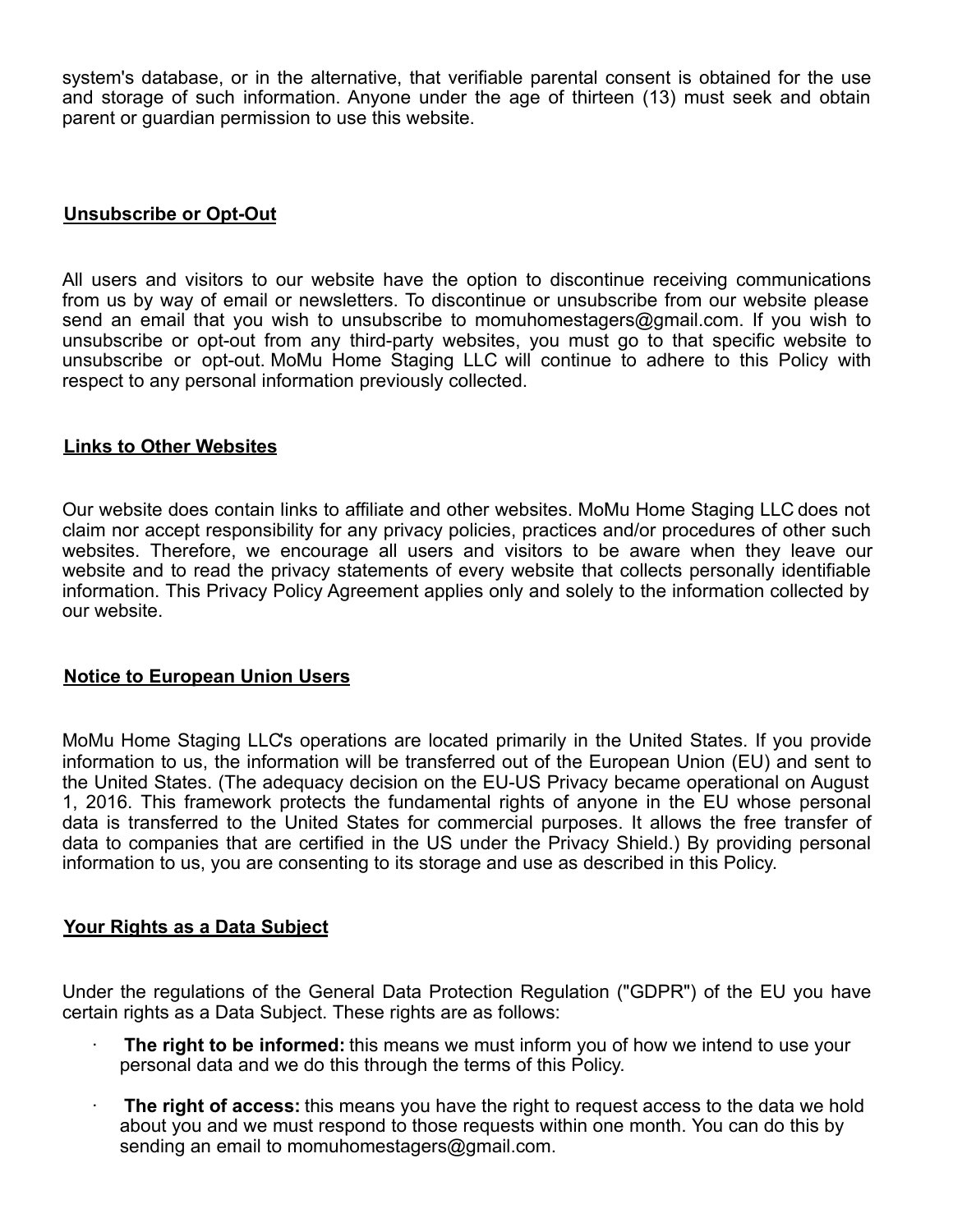system's database, or in the alternative, that verifiable parental consent is obtained for the use and storage of such information. Anyone under the age of thirteen (13) must seek and obtain parent or guardian permission to use this website.

## Unsubscribe or Opt-Out

All users and visitors to our website have the option to discontinue receiving communications from us by way of email or newsletters. To discontinue or unsubscribe from our website please send an email that you wish to unsubscribe to momuhomestagers@gmail.com. If you wish to unsubscribe or opt-out from any third-party websites, you must go to that specific website to unsubscribe or opt-out. MoMu Home Staging LLC will continue to adhere to this Policy with respect to any personal information previously collected.

## Links to Other Websites

Our website does contain links to affiliate and other websites. MoMu Home Staging LLC does not claim nor accept responsibility for any privacy policies, practices and/or procedures of other such websites. Therefore, we encourage all users and visitors to be aware when they leave our website and to read the privacy statements of every website that collects personally identifiable information. This Privacy Policy Agreement applies only and solely to the information collected by our website.

## Notice to European Union Users

MoMu Home Staging LLC's operations are located primarily in the United States. If you provide information to us, the information will be transferred out of the European Union (EU) and sent to the United States. (The adequacy decision on the EU-US Privacy became operational on August 1, 2016. This framework protects the fundamental rights of anyone in the EU whose personal data is transferred to the United States for commercial purposes. It allows the free transfer of data to companies that are certified in the US under the Privacy Shield.) By providing personal information to us, you are consenting to its storage and use as described in this Policy.

## Your Rights as a Data Subject

Under the regulations of the General Data Protection Regulation ("GDPR") of the EU you have certain rights as a Data Subject. These rights are as follows:

- **The right to be informed:** this means we must inform you of how we intend to use your personal data and we do this through the terms of this Policy.
- **The right of access:** this means you have the right to request access to the data we hold about you and we must respond to those requests within one month. You can do this by sending an email to momuhomestagers@gmail.com.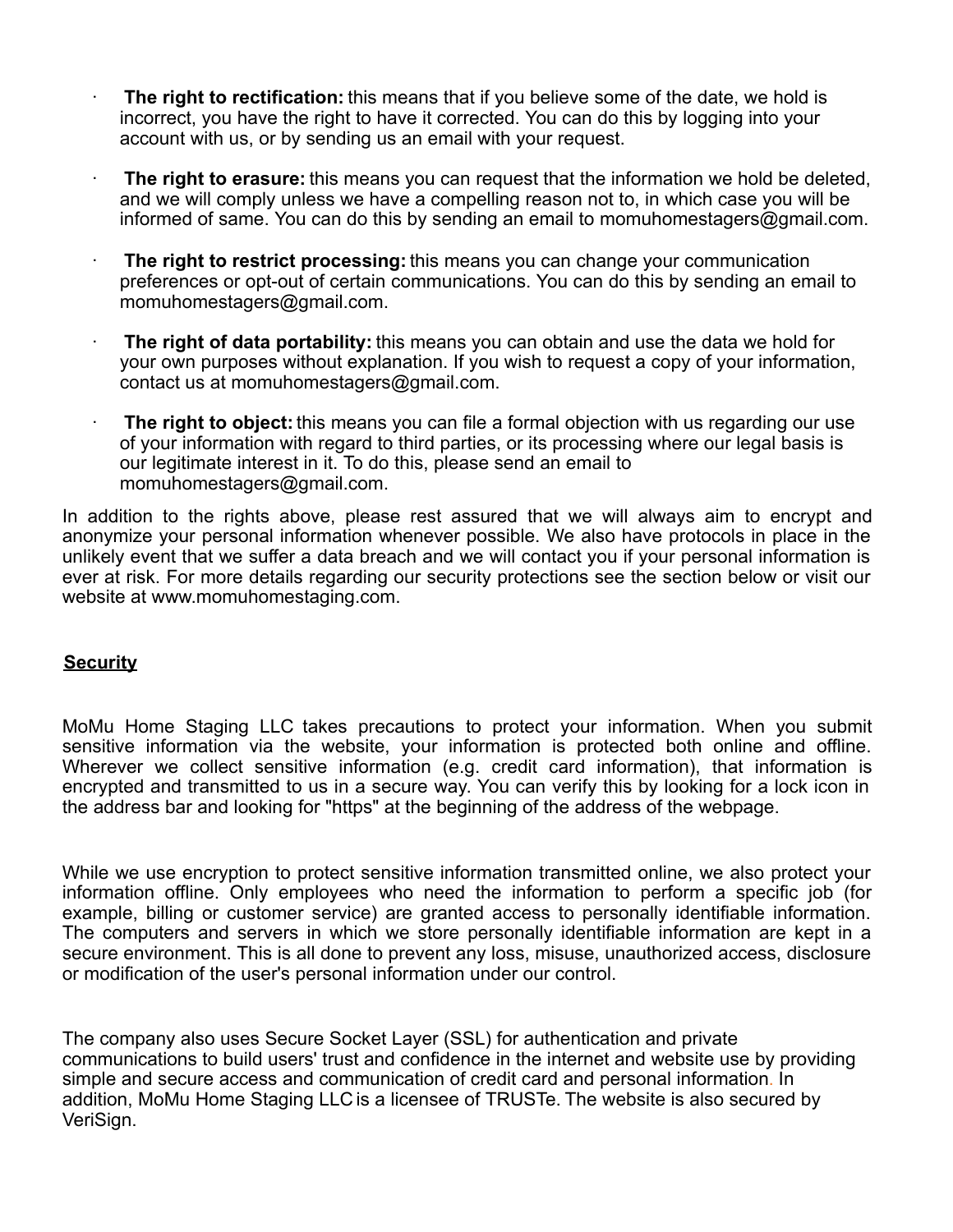- **The right to rectification:** this means that if you believe some of the date, we hold is incorrect, you have the right to have it corrected. You can do this by logging into your account with us, or by sending us an email with your request.

- **The right to erasure:** this means you can request that the information we hold be deleted, and we will comply unless we have a compelling reason not to, in which case you will be informed of same. You can do this by sending an email to momuhomestagers@gmail.com.

- **The right to restrict processing:** this means you can change your communication preferences or opt-out of certain communications. You can do this by sending an email to momuhomestagers@gmail.com.

- **The right of data portability:** this means you can obtain and use the data we hold for your own purposes without explanation. If you wish to request a copy of your information, contact us at momuhomestagers@gmail.com.

- **The right to object:** this means you can file a formal objection with us regarding our use of your information with regard to third parties, or its processing where our legal basis is our legitimate interest in it. To do this, please send an email to momuhomestagers@gmail.com.

In addition to the rights above, please rest assured that we will always aim to encrypt and anonymize your personal information whenever possible. We also have protocols in place in the unlikely event that we suffer a data breach and we will contact you if your personal information is ever at risk. For more details regarding our security protections see the section below or visit our website at www.momuhomestaging.com.

## Security

MoMu Home Staging LLC takes precautions to protect your information. When you submit sensitive information via the website, your information is protected both online and offline. Wherever we collect sensitive information (e.g. credit card information), that information is encrypted and transmitted to us in a secure way. You can verify this by looking for a lock icon in the address bar and looking for "https" at the beginning of the address of the webpage.

While we use encryption to protect sensitive information transmitted online, we also protect your information offline. Only employees who need the information to perform a specific job (for example, billing or customer service) are granted access to personally identifiable information. The computers and servers in which we store personally identifiable information are kept in a secure environment. This is all done to prevent any loss, misuse, unauthorized access, disclosure or modification of the user's personal information under our control.

The company also uses Secure Socket Layer (SSL) for authentication and private communications to build users' trust and confidence in the internet and website use by providing simple and secure access and communication of credit card and personal information. In addition, MoMu Home Staging LLC is a licensee of TRUSTe. The website is also secured by VeriSign.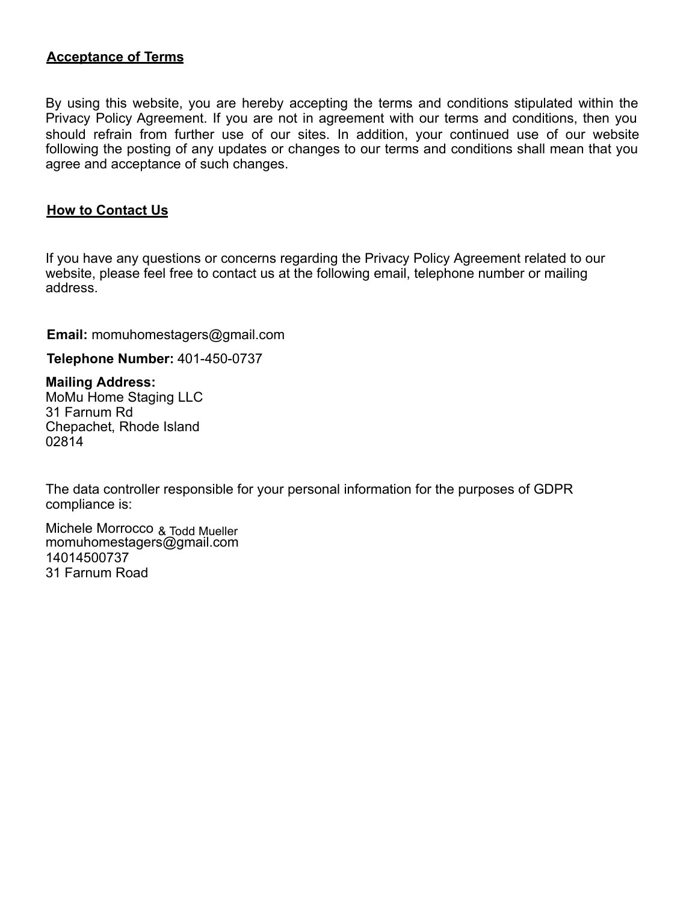## Acceptance of Terms

By using this website, you are hereby accepting the terms and conditions stipulated within the Privacy Policy Agreement. If you are not in agreement with our terms and conditions, then you should refrain from further use of our sites. In addition, your continued use of our website following the posting of any updates or changes to our terms and conditions shall mean that you agree and acceptance of such changes.

## How to Contact Us

If you have any questions or concerns regarding the Privacy Policy Agreement related to our website, please feel free to contact us at the following email, telephone number or mailing address.

**Email:** momuhomestagers@gmail.com

**Telephone Number:** 401-450-0737

**Mailing Address:**
MoMu Home Staging LLC
31 Farnum Rd
Chepachet, Rhode Island
02814

The data controller responsible for your personal information for the purposes of GDPR compliance is:

Michele Morrocco & Todd Mueller
momuhomestagers@gmail.com
14014500737
31 Farnum Road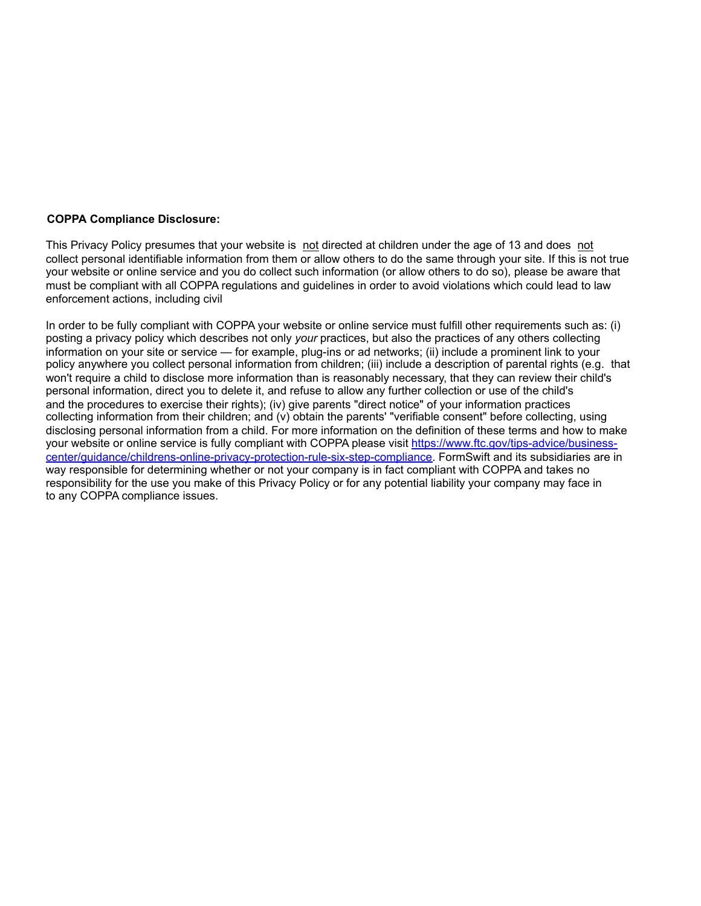**COPPA Compliance Disclosure:**

This Privacy Policy presumes that your website is not directed at children under the age of 13 and does not collect personal identifiable information from them or allow others to do the same through your site. If this is not true your website or online service and you do collect such information (or allow others to do so), please be aware that must be compliant with all COPPA regulations and guidelines in order to avoid violations which could lead to law enforcement actions, including civil

In order to be fully compliant with COPPA your website or online service must fulfill other requirements such as: (i) posting a privacy policy which describes not only *your* practices, but also the practices of any others collecting information on your site or service — for example, plug-ins or ad networks; (ii) include a prominent link to your policy anywhere you collect personal information from children; (iii) include a description of parental rights (e.g. that won't require a child to disclose more information than is reasonably necessary, that they can review their child's personal information, direct you to delete it, and refuse to allow any further collection or use of the child's and the procedures to exercise their rights); (iv) give parents "direct notice" of your information practices collecting information from their children; and (v) obtain the parents' "verifiable consent" before collecting, using disclosing personal information from a child. For more information on the definition of these terms and how to make your website or online service is fully compliant with COPPA please visit [https://www.ftc.gov/tips-advice/business-center/guidance/childrens-online-privacy-protection-rule-six-step-compliance](https://www.ftc.gov/tips-advice/business-center/guidance/childrens-online-privacy-protection-rule-six-step-compliance). FormSwift and its subsidiaries are in way responsible for determining whether or not your company is in fact compliant with COPPA and takes no responsibility for the use you make of this Privacy Policy or for any potential liability your company may face in to any COPPA compliance issues.